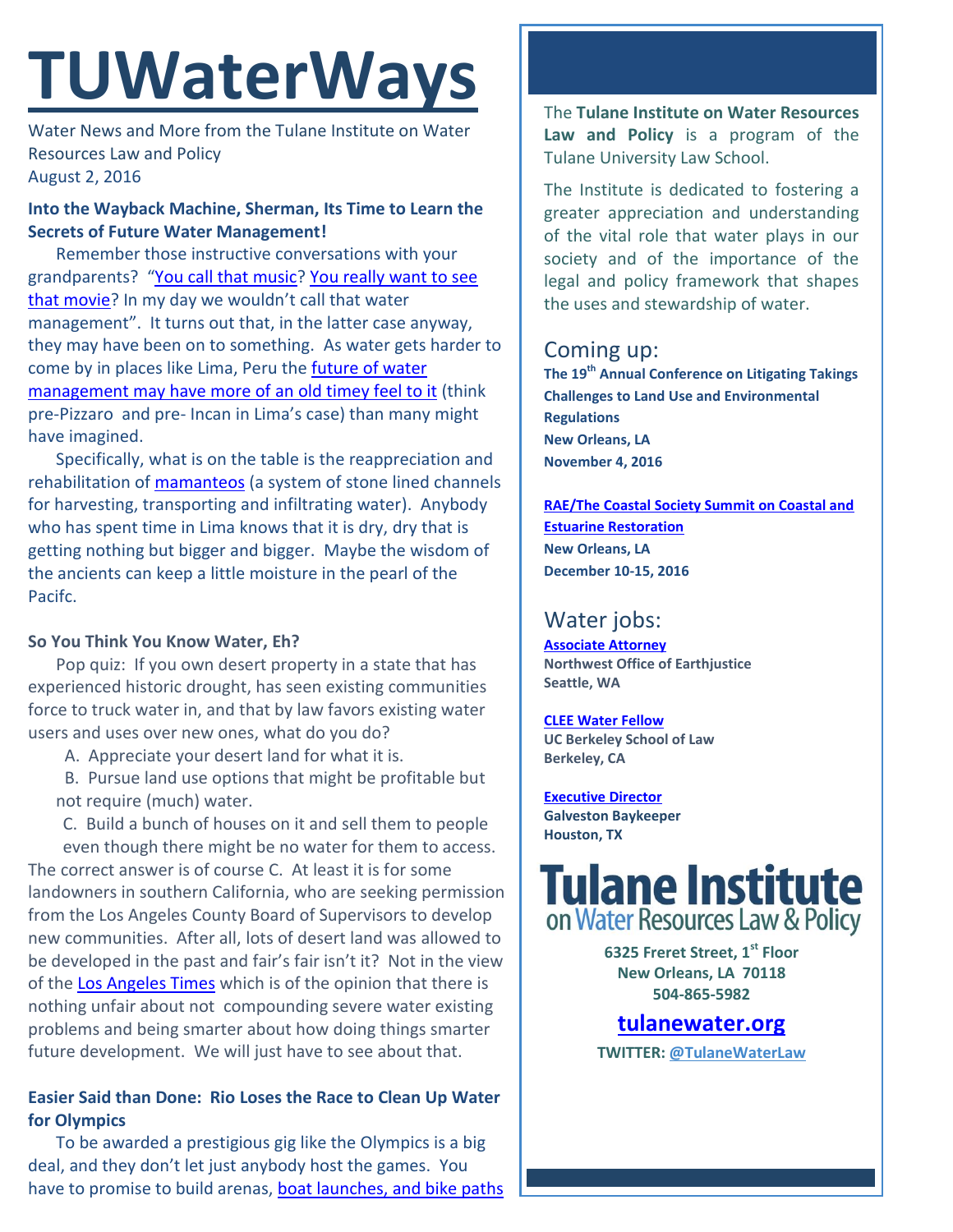# TUWaterWays

Water News and More from the Tulane Institute on Water Resources Law and Policy
August 2, 2016

**Into the Wayback Machine, Sherman, Its Time to Learn the Secrets of Future Water Management!**

Remember those instructive conversations with your grandparents? "You call that music? You really want to see that movie? In my day we wouldn't call that water management". It turns out that, in the latter case anyway, they may have been on to something. As water gets harder to come by in places like Lima, Peru the future of water management may have more of an old timey feel to it (think pre-Pizzaro and pre- Incan in Lima's case) than many might have imagined.

Specifically, what is on the table is the reappreciation and rehabilitation of mamanteos (a system of stone lined channels for harvesting, transporting and infiltrating water). Anybody who has spent time in Lima knows that it is dry, dry that is getting nothing but bigger and bigger. Maybe the wisdom of the ancients can keep a little moisture in the pearl of the Pacifc.

**So You Think You Know Water, Eh?**

Pop quiz: If you own desert property in a state that has experienced historic drought, has seen existing communities force to truck water in, and that by law favors existing water users and uses over new ones, what do you do?

A. Appreciate your desert land for what it is.
B. Pursue land use options that might be profitable but not require (much) water.
C. Build a bunch of houses on it and sell them to people even though there might be no water for them to access.

The correct answer is of course C. At least it is for some landowners in southern California, who are seeking permission from the Los Angeles County Board of Supervisors to develop new communities. After all, lots of desert land was allowed to be developed in the past and fair's fair isn't it? Not in the view of the Los Angeles Times which is of the opinion that there is nothing unfair about not compounding severe water existing problems and being smarter about how doing things smarter future development. We will just have to see about that.

**Easier Said than Done: Rio Loses the Race to Clean Up Water for Olympics**

To be awarded a prestigious gig like the Olympics is a big deal, and they don't let just anybody host the games. You have to promise to build arenas, boat launches, and bike paths

The **Tulane Institute on Water Resources Law and Policy** is a program of the Tulane University Law School.

The Institute is dedicated to fostering a greater appreciation and understanding of the vital role that water plays in our society and of the importance of the legal and policy framework that shapes the uses and stewardship of water.

## Coming up:

**The 19th Annual Conference on Litigating Takings Challenges to Land Use and Environmental Regulations**
**New Orleans, LA**
**November 4, 2016**

**RAE/The Coastal Society Summit on Coastal and Estuarine Restoration**
**New Orleans, LA**
**December 10-15, 2016**

## Water jobs:

**Associate Attorney**
**Northwest Office of Earthjustice**
**Seattle, WA**

**CLEE Water Fellow**
**UC Berkeley School of Law**
**Berkeley, CA**

**Executive Director**
**Galveston Baykeeper**
**Houston, TX**

**Tulane Institute on Water Resources Law & Policy**

**6325 Freret Street, 1st Floor**
**New Orleans, LA 70118**
**504-865-5982**

**tulanewater.org**

**TWITTER: @TulaneWaterLaw**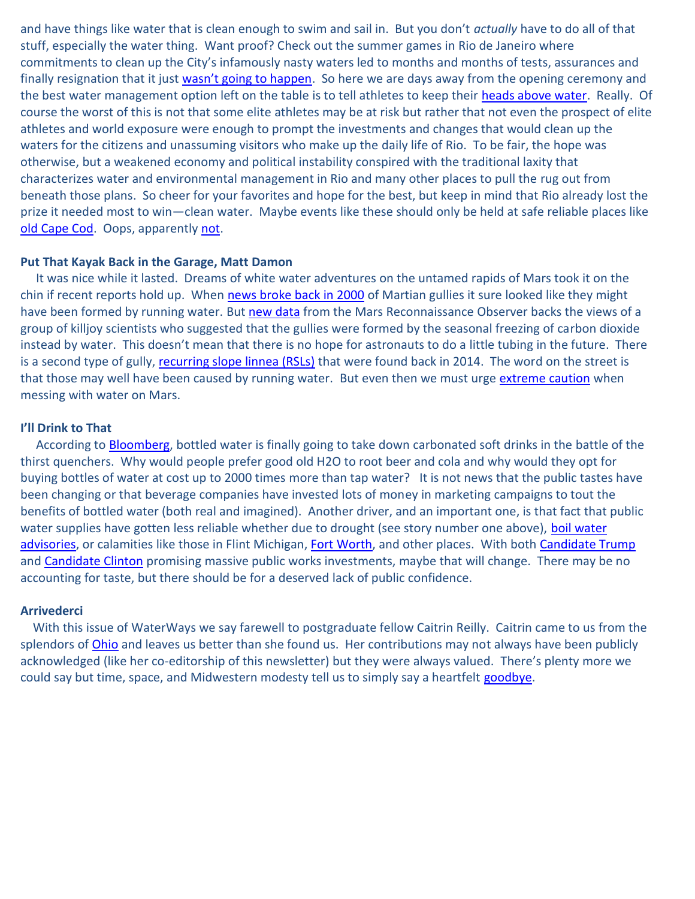and have things like water that is clean enough to swim and sail in. But you don't *actually* have to do all of that stuff, especially the water thing. Want proof? Check out the summer games in Rio de Janeiro where commitments to clean up the City's infamously nasty waters led to months and months of tests, assurances and finally resignation that it just wasn't going to happen. So here we are days away from the opening ceremony and the best water management option left on the table is to tell athletes to keep their heads above water. Really. Of course the worst of this is not that some elite athletes may be at risk but rather that not even the prospect of elite athletes and world exposure were enough to prompt the investments and changes that would clean up the waters for the citizens and unassuming visitors who make up the daily life of Rio. To be fair, the hope was otherwise, but a weakened economy and political instability conspired with the traditional laxity that characterizes water and environmental management in Rio and many other places to pull the rug out from beneath those plans. So cheer for your favorites and hope for the best, but keep in mind that Rio already lost the prize it needed most to win—clean water. Maybe events like these should only be held at safe reliable places like old Cape Cod. Oops, apparently not.

**Put That Kayak Back in the Garage, Matt Damon**

It was nice while it lasted. Dreams of white water adventures on the untamed rapids of Mars took it on the chin if recent reports hold up. When news broke back in 2000 of Martian gullies it sure looked like they might have been formed by running water. But new data from the Mars Reconnaissance Observer backs the views of a group of killjoy scientists who suggested that the gullies were formed by the seasonal freezing of carbon dioxide instead by water. This doesn't mean that there is no hope for astronauts to do a little tubing in the future. There is a second type of gully, recurring slope linnea (RSLs) that were found back in 2014. The word on the street is that those may well have been caused by running water. But even then we must urge extreme caution when messing with water on Mars.

**I'll Drink to That**

According to Bloomberg, bottled water is finally going to take down carbonated soft drinks in the battle of the thirst quenchers. Why would people prefer good old H2O to root beer and cola and why would they opt for buying bottles of water at cost up to 2000 times more than tap water? It is not news that the public tastes have been changing or that beverage companies have invested lots of money in marketing campaigns to tout the benefits of bottled water (both real and imagined). Another driver, and an important one, is that fact that public water supplies have gotten less reliable whether due to drought (see story number one above), boil water advisories, or calamities like those in Flint Michigan, Fort Worth, and other places. With both Candidate Trump and Candidate Clinton promising massive public works investments, maybe that will change. There may be no accounting for taste, but there should be for a deserved lack of public confidence.

**Arrivederci**

With this issue of WaterWays we say farewell to postgraduate fellow Caitrin Reilly. Caitrin came to us from the splendors of Ohio and leaves us better than she found us. Her contributions may not always have been publicly acknowledged (like her co-editorship of this newsletter) but they were always valued. There's plenty more we could say but time, space, and Midwestern modesty tell us to simply say a heartfelt goodbye.